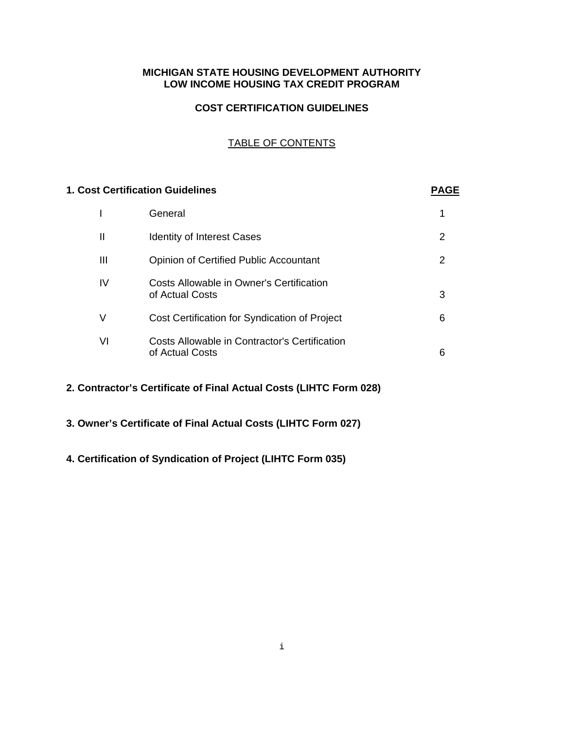**MICHIGAN STATE HOUSING DEVELOPMENT AUTHORITY**
**LOW INCOME HOUSING TAX CREDIT PROGRAM**

**COST CERTIFICATION GUIDELINES**

TABLE OF CONTENTS

| **1. Cost Certification Guidelines** | | **PAGE** |
|---|---|---|
| I | General | 1 |
| II | Identity of Interest Cases | 2 |
| III | Opinion of Certified Public Accountant | 2 |
| IV | Costs Allowable in Owner's Certification of Actual Costs | 3 |
| V | Cost Certification for Syndication of Project | 6 |
| VI | Costs Allowable in Contractor's Certification of Actual Costs | 6 |

**2. Contractor's Certificate of Final Actual Costs (LIHTC Form 028)**

**3. Owner's Certificate of Final Actual Costs (LIHTC Form 027)**

**4. Certification of Syndication of Project (LIHTC Form 035)**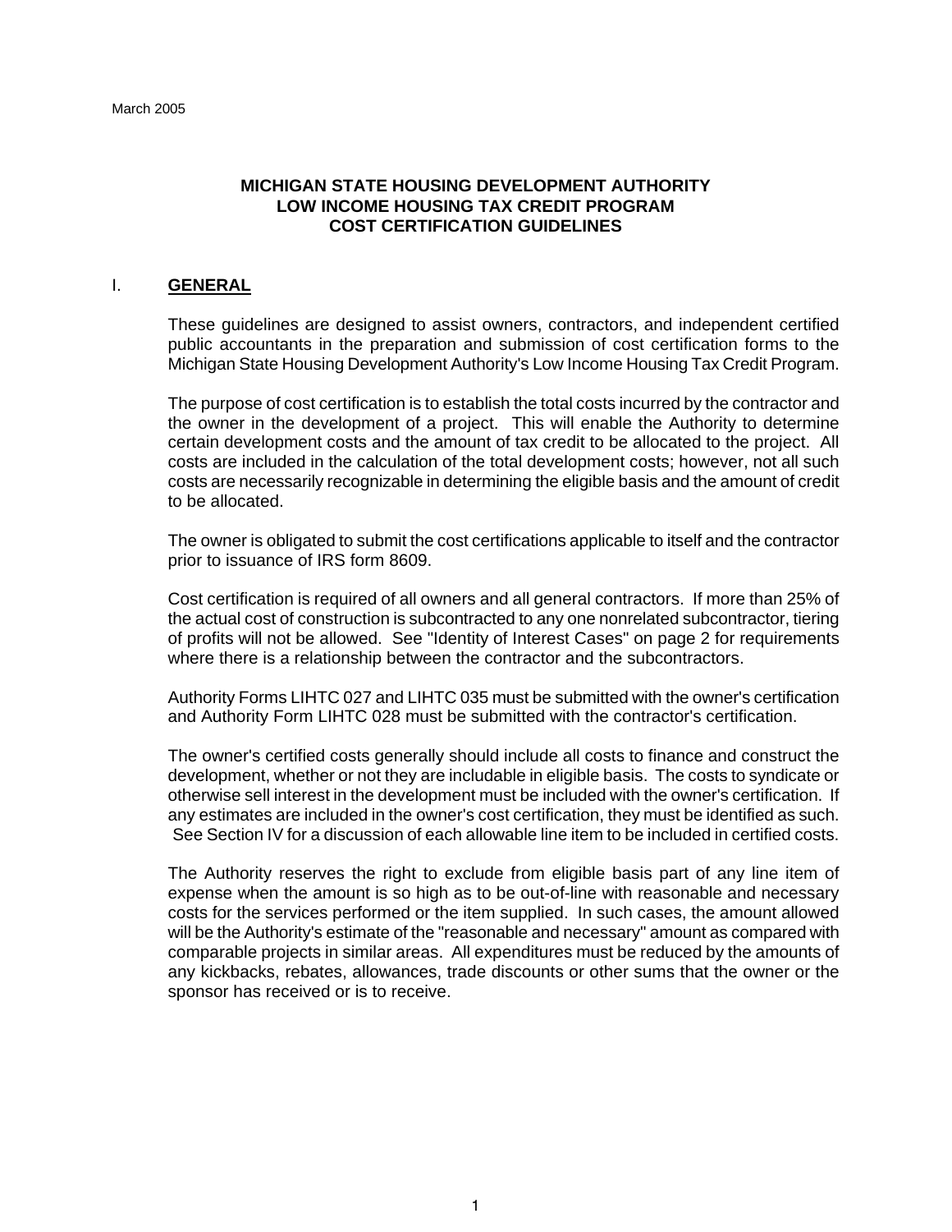March 2005

**MICHIGAN STATE HOUSING DEVELOPMENT AUTHORITY**
**LOW INCOME HOUSING TAX CREDIT PROGRAM**
**COST CERTIFICATION GUIDELINES**

## I. GENERAL

These guidelines are designed to assist owners, contractors, and independent certified public accountants in the preparation and submission of cost certification forms to the Michigan State Housing Development Authority's Low Income Housing Tax Credit Program.

The purpose of cost certification is to establish the total costs incurred by the contractor and the owner in the development of a project. This will enable the Authority to determine certain development costs and the amount of tax credit to be allocated to the project. All costs are included in the calculation of the total development costs; however, not all such costs are necessarily recognizable in determining the eligible basis and the amount of credit to be allocated.

The owner is obligated to submit the cost certifications applicable to itself and the contractor prior to issuance of IRS form 8609.

Cost certification is required of all owners and all general contractors. If more than 25% of the actual cost of construction is subcontracted to any one nonrelated subcontractor, tiering of profits will not be allowed. See "Identity of Interest Cases" on page 2 for requirements where there is a relationship between the contractor and the subcontractors.

Authority Forms LIHTC 027 and LIHTC 035 must be submitted with the owner's certification and Authority Form LIHTC 028 must be submitted with the contractor's certification.

The owner's certified costs generally should include all costs to finance and construct the development, whether or not they are includable in eligible basis. The costs to syndicate or otherwise sell interest in the development must be included with the owner's certification. If any estimates are included in the owner's cost certification, they must be identified as such. See Section IV for a discussion of each allowable line item to be included in certified costs.

The Authority reserves the right to exclude from eligible basis part of any line item of expense when the amount is so high as to be out-of-line with reasonable and necessary costs for the services performed or the item supplied. In such cases, the amount allowed will be the Authority's estimate of the "reasonable and necessary" amount as compared with comparable projects in similar areas. All expenditures must be reduced by the amounts of any kickbacks, rebates, allowances, trade discounts or other sums that the owner or the sponsor has received or is to receive.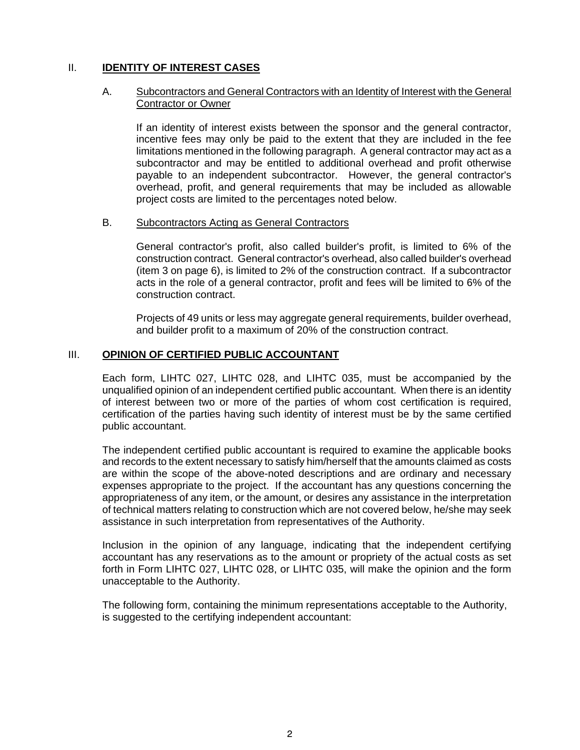## II. **IDENTITY OF INTEREST CASES**

### A. Subcontractors and General Contractors with an Identity of Interest with the General Contractor or Owner

If an identity of interest exists between the sponsor and the general contractor, incentive fees may only be paid to the extent that they are included in the fee limitations mentioned in the following paragraph. A general contractor may act as a subcontractor and may be entitled to additional overhead and profit otherwise payable to an independent subcontractor. However, the general contractor's overhead, profit, and general requirements that may be included as allowable project costs are limited to the percentages noted below.

### B. Subcontractors Acting as General Contractors

General contractor's profit, also called builder's profit, is limited to 6% of the construction contract. General contractor's overhead, also called builder's overhead (item 3 on page 6), is limited to 2% of the construction contract. If a subcontractor acts in the role of a general contractor, profit and fees will be limited to 6% of the construction contract.

Projects of 49 units or less may aggregate general requirements, builder overhead, and builder profit to a maximum of 20% of the construction contract.

## III. **OPINION OF CERTIFIED PUBLIC ACCOUNTANT**

Each form, LIHTC 027, LIHTC 028, and LIHTC 035, must be accompanied by the unqualified opinion of an independent certified public accountant. When there is an identity of interest between two or more of the parties of whom cost certification is required, certification of the parties having such identity of interest must be by the same certified public accountant.

The independent certified public accountant is required to examine the applicable books and records to the extent necessary to satisfy him/herself that the amounts claimed as costs are within the scope of the above-noted descriptions and are ordinary and necessary expenses appropriate to the project. If the accountant has any questions concerning the appropriateness of any item, or the amount, or desires any assistance in the interpretation of technical matters relating to construction which are not covered below, he/she may seek assistance in such interpretation from representatives of the Authority.

Inclusion in the opinion of any language, indicating that the independent certifying accountant has any reservations as to the amount or propriety of the actual costs as set forth in Form LIHTC 027, LIHTC 028, or LIHTC 035, will make the opinion and the form unacceptable to the Authority.

The following form, containing the minimum representations acceptable to the Authority, is suggested to the certifying independent accountant: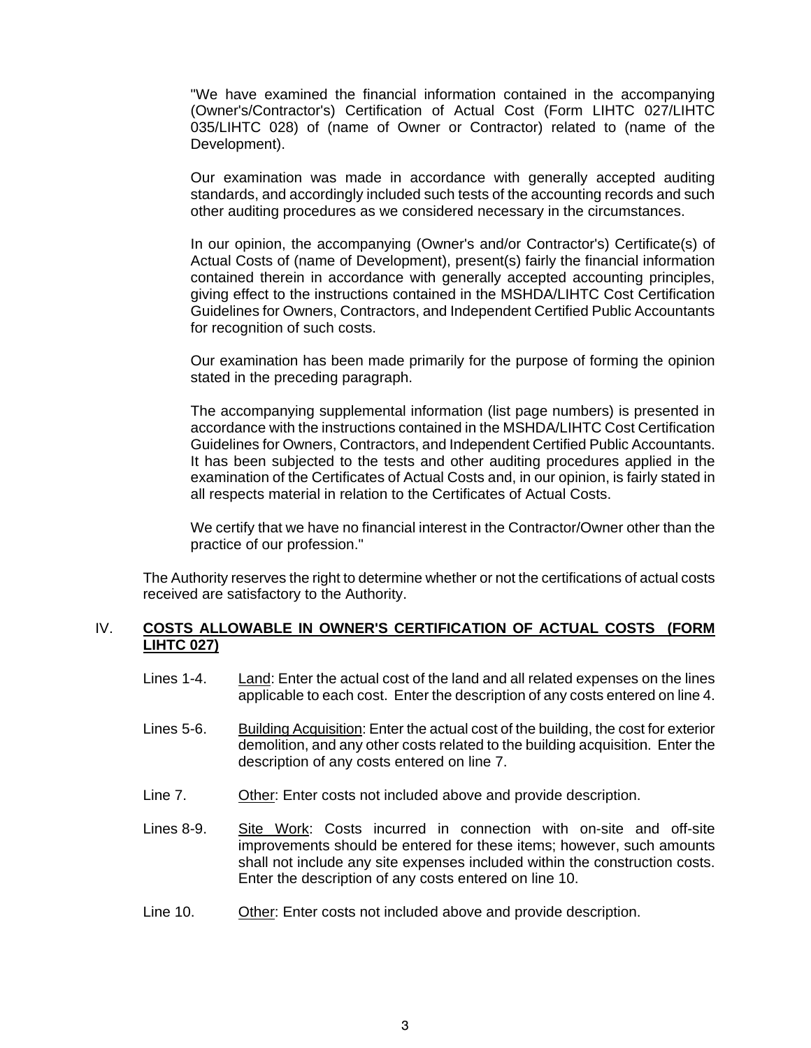"We have examined the financial information contained in the accompanying (Owner's/Contractor's) Certification of Actual Cost (Form LIHTC 027/LIHTC 035/LIHTC 028) of (name of Owner or Contractor) related to (name of the Development).

Our examination was made in accordance with generally accepted auditing standards, and accordingly included such tests of the accounting records and such other auditing procedures as we considered necessary in the circumstances.

In our opinion, the accompanying (Owner's and/or Contractor's) Certificate(s) of Actual Costs of (name of Development), present(s) fairly the financial information contained therein in accordance with generally accepted accounting principles, giving effect to the instructions contained in the MSHDA/LIHTC Cost Certification Guidelines for Owners, Contractors, and Independent Certified Public Accountants for recognition of such costs.

Our examination has been made primarily for the purpose of forming the opinion stated in the preceding paragraph.

The accompanying supplemental information (list page numbers) is presented in accordance with the instructions contained in the MSHDA/LIHTC Cost Certification Guidelines for Owners, Contractors, and Independent Certified Public Accountants. It has been subjected to the tests and other auditing procedures applied in the examination of the Certificates of Actual Costs and, in our opinion, is fairly stated in all respects material in relation to the Certificates of Actual Costs.

We certify that we have no financial interest in the Contractor/Owner other than the practice of our profession."

The Authority reserves the right to determine whether or not the certifications of actual costs received are satisfactory to the Authority.

## IV. COSTS ALLOWABLE IN OWNER'S CERTIFICATION OF ACTUAL COSTS (FORM LIHTC 027)

Lines 1-4. Land: Enter the actual cost of the land and all related expenses on the lines applicable to each cost. Enter the description of any costs entered on line 4.

Lines 5-6. Building Acquisition: Enter the actual cost of the building, the cost for exterior demolition, and any other costs related to the building acquisition. Enter the description of any costs entered on line 7.

Line 7. Other: Enter costs not included above and provide description.

Lines 8-9. Site Work: Costs incurred in connection with on-site and off-site improvements should be entered for these items; however, such amounts shall not include any site expenses included within the construction costs. Enter the description of any costs entered on line 10.

Line 10. Other: Enter costs not included above and provide description.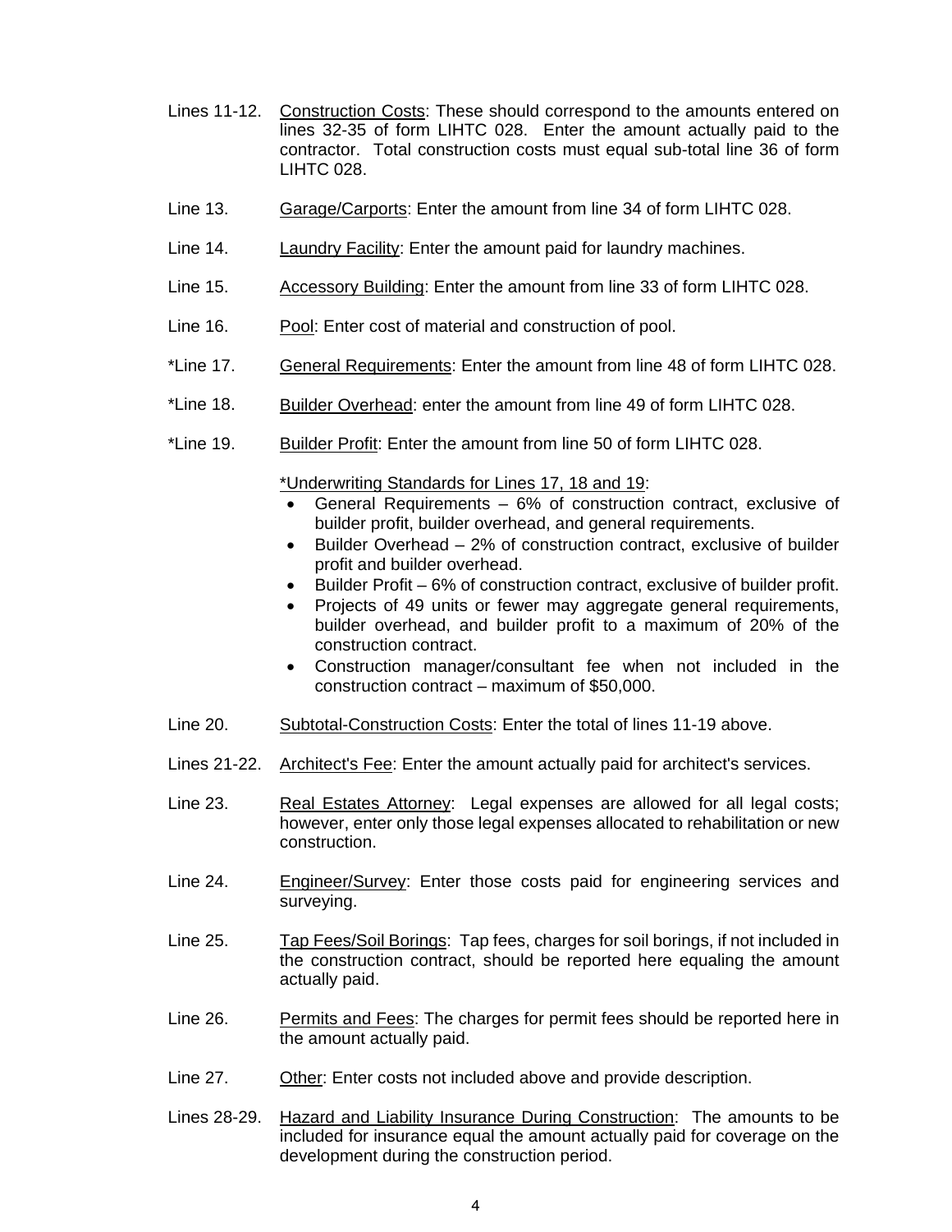Lines 11-12. Construction Costs: These should correspond to the amounts entered on lines 32-35 of form LIHTC 028. Enter the amount actually paid to the contractor. Total construction costs must equal sub-total line 36 of form LIHTC 028.

Line 13. Garage/Carports: Enter the amount from line 34 of form LIHTC 028.

Line 14. Laundry Facility: Enter the amount paid for laundry machines.

Line 15. Accessory Building: Enter the amount from line 33 of form LIHTC 028.

Line 16. Pool: Enter cost of material and construction of pool.

*Line 17. General Requirements: Enter the amount from line 48 of form LIHTC 028.

*Line 18. Builder Overhead: enter the amount from line 49 of form LIHTC 028.

*Line 19. Builder Profit: Enter the amount from line 50 of form LIHTC 028.

*Underwriting Standards for Lines 17, 18 and 19:

- General Requirements – 6% of construction contract, exclusive of builder profit, builder overhead, and general requirements.
- Builder Overhead – 2% of construction contract, exclusive of builder profit and builder overhead.
- Builder Profit – 6% of construction contract, exclusive of builder profit.
- Projects of 49 units or fewer may aggregate general requirements, builder overhead, and builder profit to a maximum of 20% of the construction contract.
- Construction manager/consultant fee when not included in the construction contract – maximum of $50,000.

Line 20. Subtotal-Construction Costs: Enter the total of lines 11-19 above.

Lines 21-22. Architect's Fee: Enter the amount actually paid for architect's services.

Line 23. Real Estates Attorney: Legal expenses are allowed for all legal costs; however, enter only those legal expenses allocated to rehabilitation or new construction.

Line 24. Engineer/Survey: Enter those costs paid for engineering services and surveying.

Line 25. Tap Fees/Soil Borings: Tap fees, charges for soil borings, if not included in the construction contract, should be reported here equaling the amount actually paid.

Line 26. Permits and Fees: The charges for permit fees should be reported here in the amount actually paid.

Line 27. Other: Enter costs not included above and provide description.

Lines 28-29. Hazard and Liability Insurance During Construction: The amounts to be included for insurance equal the amount actually paid for coverage on the development during the construction period.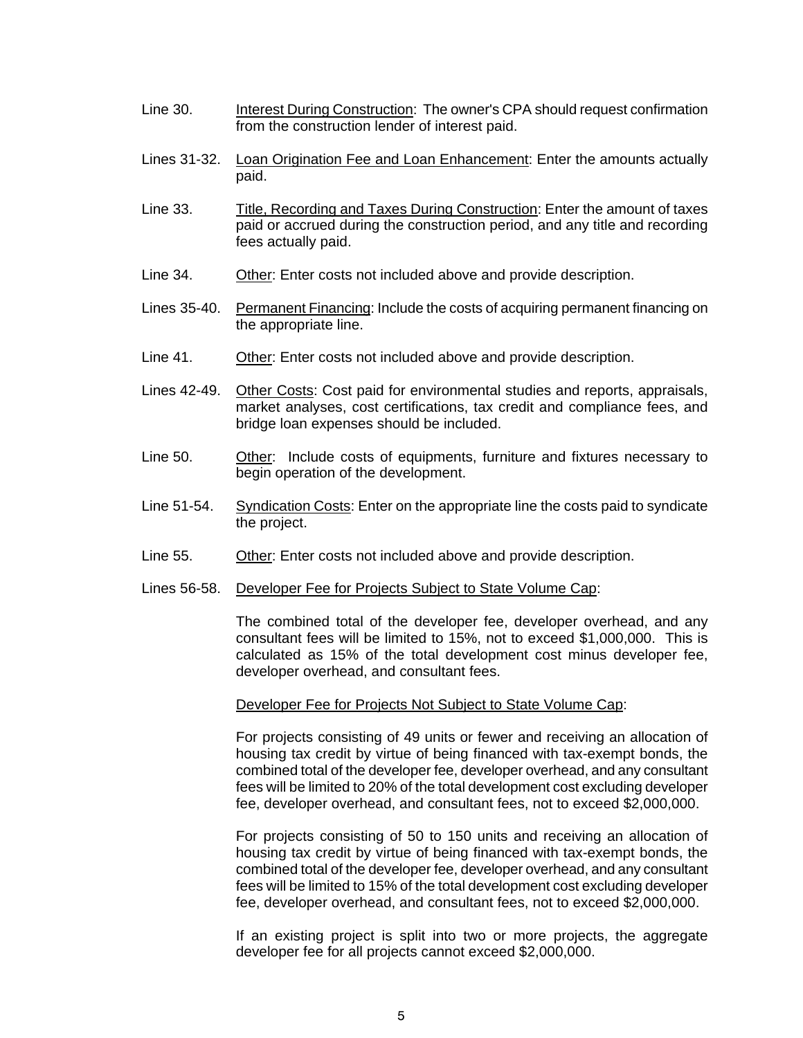Line 30. Interest During Construction: The owner's CPA should request confirmation from the construction lender of interest paid.

Lines 31-32. Loan Origination Fee and Loan Enhancement: Enter the amounts actually paid.

Line 33. Title, Recording and Taxes During Construction: Enter the amount of taxes paid or accrued during the construction period, and any title and recording fees actually paid.

Line 34. Other: Enter costs not included above and provide description.

Lines 35-40. Permanent Financing: Include the costs of acquiring permanent financing on the appropriate line.

Line 41. Other: Enter costs not included above and provide description.

Lines 42-49. Other Costs: Cost paid for environmental studies and reports, appraisals, market analyses, cost certifications, tax credit and compliance fees, and bridge loan expenses should be included.

Line 50. Other: Include costs of equipments, furniture and fixtures necessary to begin operation of the development.

Line 51-54. Syndication Costs: Enter on the appropriate line the costs paid to syndicate the project.

Line 55. Other: Enter costs not included above and provide description.

Lines 56-58. Developer Fee for Projects Subject to State Volume Cap:

The combined total of the developer fee, developer overhead, and any consultant fees will be limited to 15%, not to exceed $1,000,000. This is calculated as 15% of the total development cost minus developer fee, developer overhead, and consultant fees.

Developer Fee for Projects Not Subject to State Volume Cap:

For projects consisting of 49 units or fewer and receiving an allocation of housing tax credit by virtue of being financed with tax-exempt bonds, the combined total of the developer fee, developer overhead, and any consultant fees will be limited to 20% of the total development cost excluding developer fee, developer overhead, and consultant fees, not to exceed $2,000,000.

For projects consisting of 50 to 150 units and receiving an allocation of housing tax credit by virtue of being financed with tax-exempt bonds, the combined total of the developer fee, developer overhead, and any consultant fees will be limited to 15% of the total development cost excluding developer fee, developer overhead, and consultant fees, not to exceed $2,000,000.

If an existing project is split into two or more projects, the aggregate developer fee for all projects cannot exceed $2,000,000.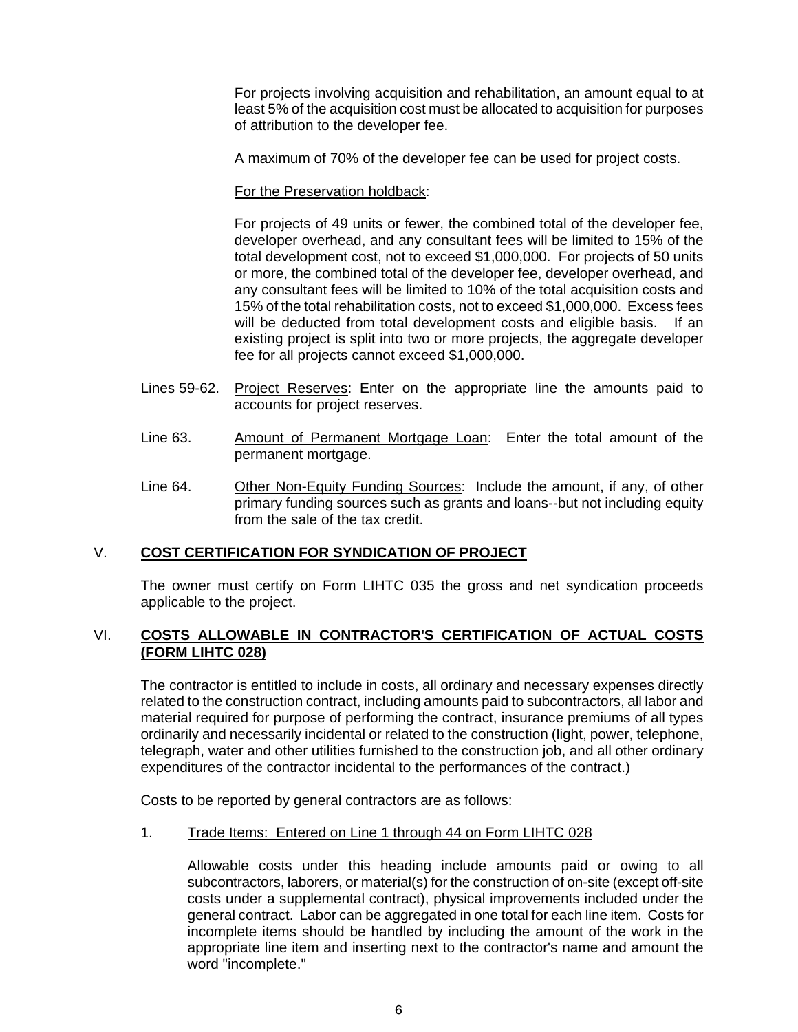For projects involving acquisition and rehabilitation, an amount equal to at least 5% of the acquisition cost must be allocated to acquisition for purposes of attribution to the developer fee.

A maximum of 70% of the developer fee can be used for project costs.

For the Preservation holdback:

For projects of 49 units or fewer, the combined total of the developer fee, developer overhead, and any consultant fees will be limited to 15% of the total development cost, not to exceed $1,000,000. For projects of 50 units or more, the combined total of the developer fee, developer overhead, and any consultant fees will be limited to 10% of the total acquisition costs and 15% of the total rehabilitation costs, not to exceed $1,000,000. Excess fees will be deducted from total development costs and eligible basis. If an existing project is split into two or more projects, the aggregate developer fee for all projects cannot exceed $1,000,000.

Lines 59-62. Project Reserves: Enter on the appropriate line the amounts paid to accounts for project reserves.

Line 63. Amount of Permanent Mortgage Loan: Enter the total amount of the permanent mortgage.

Line 64. Other Non-Equity Funding Sources: Include the amount, if any, of other primary funding sources such as grants and loans--but not including equity from the sale of the tax credit.

## V. COST CERTIFICATION FOR SYNDICATION OF PROJECT

The owner must certify on Form LIHTC 035 the gross and net syndication proceeds applicable to the project.

## VI. COSTS ALLOWABLE IN CONTRACTOR'S CERTIFICATION OF ACTUAL COSTS (FORM LIHTC 028)

The contractor is entitled to include in costs, all ordinary and necessary expenses directly related to the construction contract, including amounts paid to subcontractors, all labor and material required for purpose of performing the contract, insurance premiums of all types ordinarily and necessarily incidental or related to the construction (light, power, telephone, telegraph, water and other utilities furnished to the construction job, and all other ordinary expenditures of the contractor incidental to the performances of the contract.)

Costs to be reported by general contractors are as follows:

1. Trade Items: Entered on Line 1 through 44 on Form LIHTC 028

   Allowable costs under this heading include amounts paid or owing to all subcontractors, laborers, or material(s) for the construction of on-site (except off-site costs under a supplemental contract), physical improvements included under the general contract. Labor can be aggregated in one total for each line item. Costs for incomplete items should be handled by including the amount of the work in the appropriate line item and inserting next to the contractor's name and amount the word "incomplete."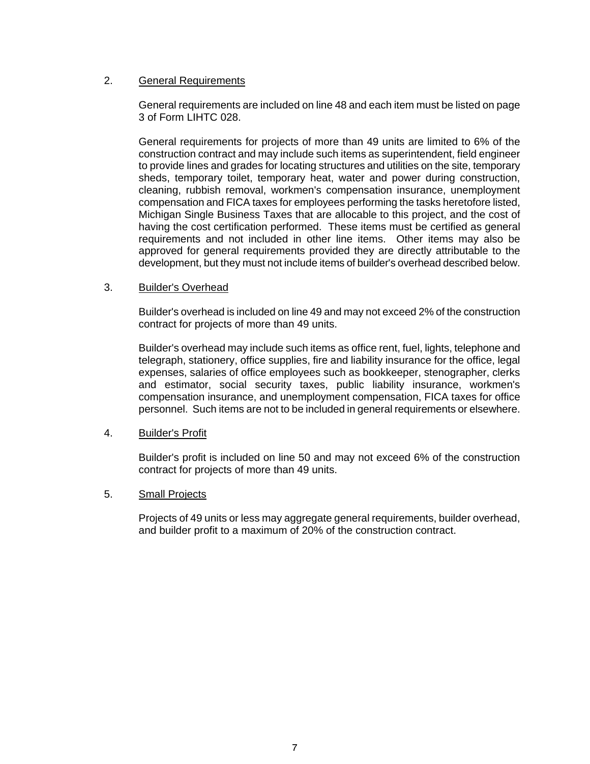2. <u>General Requirements</u>

   General requirements are included on line 48 and each item must be listed on page 3 of Form LIHTC 028.

   General requirements for projects of more than 49 units are limited to 6% of the construction contract and may include such items as superintendent, field engineer to provide lines and grades for locating structures and utilities on the site, temporary sheds, temporary toilet, temporary heat, water and power during construction, cleaning, rubbish removal, workmen's compensation insurance, unemployment compensation and FICA taxes for employees performing the tasks heretofore listed, Michigan Single Business Taxes that are allocable to this project, and the cost of having the cost certification performed. These items must be certified as general requirements and not included in other line items. Other items may also be approved for general requirements provided they are directly attributable to the development, but they must not include items of builder's overhead described below.

3. <u>Builder's Overhead</u>

   Builder's overhead is included on line 49 and may not exceed 2% of the construction contract for projects of more than 49 units.

   Builder's overhead may include such items as office rent, fuel, lights, telephone and telegraph, stationery, office supplies, fire and liability insurance for the office, legal expenses, salaries of office employees such as bookkeeper, stenographer, clerks and estimator, social security taxes, public liability insurance, workmen's compensation insurance, and unemployment compensation, FICA taxes for office personnel. Such items are not to be included in general requirements or elsewhere.

4. <u>Builder's Profit</u>

   Builder's profit is included on line 50 and may not exceed 6% of the construction contract for projects of more than 49 units.

5. <u>Small Projects</u>

   Projects of 49 units or less may aggregate general requirements, builder overhead, and builder profit to a maximum of 20% of the construction contract.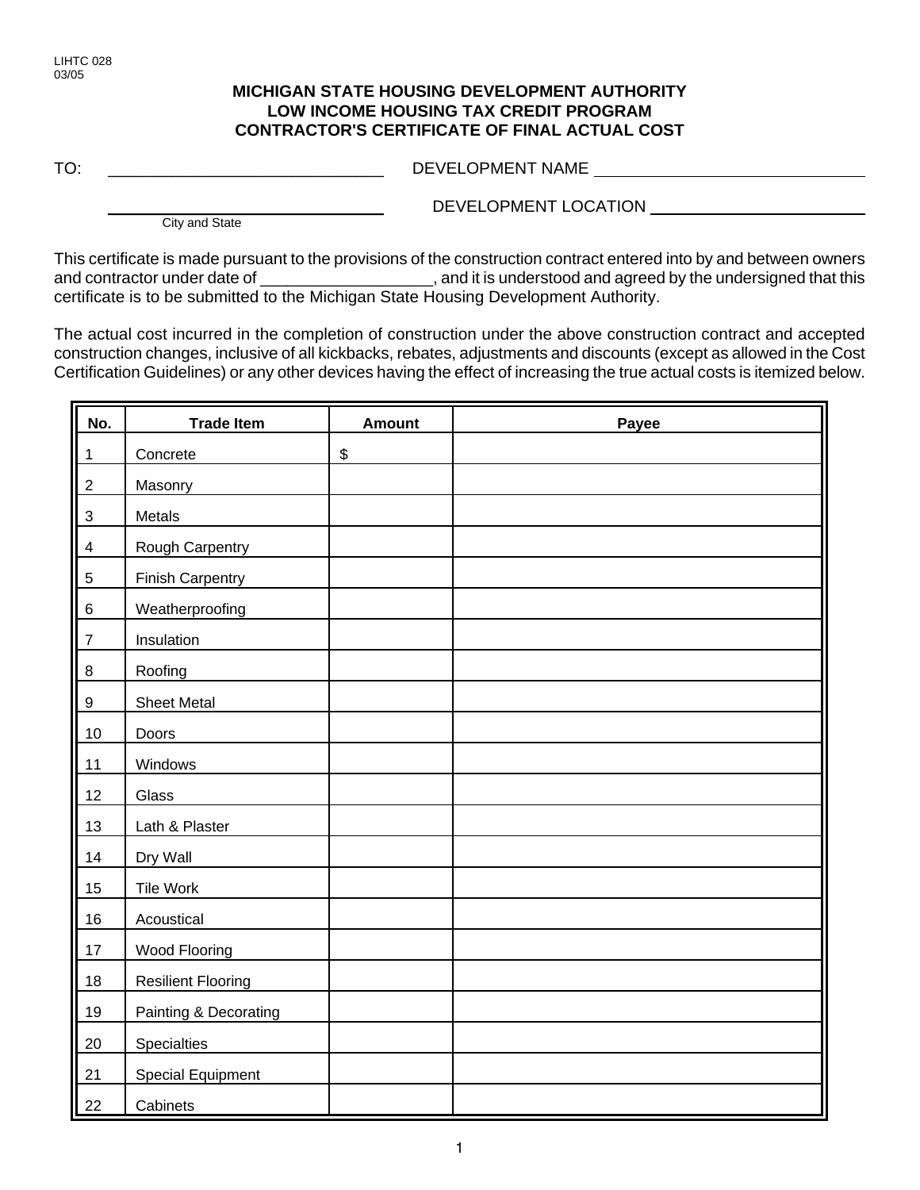LIHTC 028
03/05

**MICHIGAN STATE HOUSING DEVELOPMENT AUTHORITY**
**LOW INCOME HOUSING TAX CREDIT PROGRAM**
**CONTRACTOR'S CERTIFICATE OF FINAL ACTUAL COST**

TO: ______________________________ DEVELOPMENT NAME ______________________________

______________________________ DEVELOPMENT LOCATION ______________________________
City and State

This certificate is made pursuant to the provisions of the construction contract entered into by and between owners and contractor under date of ___________________, and it is understood and agreed by the undersigned that this certificate is to be submitted to the Michigan State Housing Development Authority.

The actual cost incurred in the completion of construction under the above construction contract and accepted construction changes, inclusive of all kickbacks, rebates, adjustments and discounts (except as allowed in the Cost Certification Guidelines) or any other devices having the effect of increasing the true actual costs is itemized below.

| No. | Trade Item | Amount | Payee |
|---|---|---|---|
| 1 | Concrete | $ | |
| 2 | Masonry | | |
| 3 | Metals | | |
| 4 | Rough Carpentry | | |
| 5 | Finish Carpentry | | |
| 6 | Weatherproofing | | |
| 7 | Insulation | | |
| 8 | Roofing | | |
| 9 | Sheet Metal | | |
| 10 | Doors | | |
| 11 | Windows | | |
| 12 | Glass | | |
| 13 | Lath & Plaster | | |
| 14 | Dry Wall | | |
| 15 | Tile Work | | |
| 16 | Acoustical | | |
| 17 | Wood Flooring | | |
| 18 | Resilient Flooring | | |
| 19 | Painting & Decorating | | |
| 20 | Specialties | | |
| 21 | Special Equipment | | |
| 22 | Cabinets | | |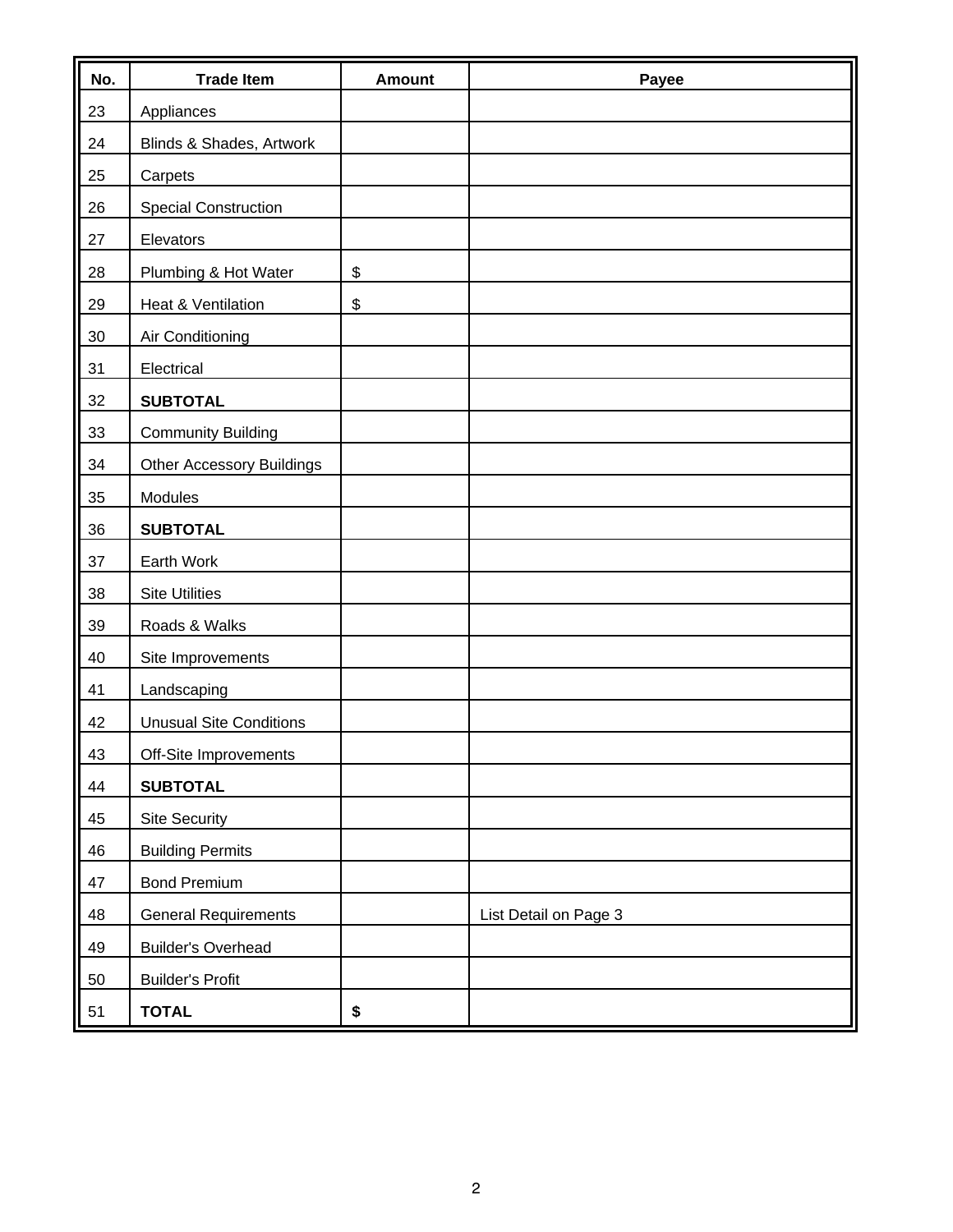| No. | Trade Item | Amount | Payee |
|---|---|---|---|
| 23 | Appliances | | |
| 24 | Blinds & Shades, Artwork | | |
| 25 | Carpets | | |
| 26 | Special Construction | | |
| 27 | Elevators | | |
| 28 | Plumbing & Hot Water | $ | |
| 29 | Heat & Ventilation | $ | |
| 30 | Air Conditioning | | |
| 31 | Electrical | | |
| 32 | **SUBTOTAL** | | |
| 33 | Community Building | | |
| 34 | Other Accessory Buildings | | |
| 35 | Modules | | |
| 36 | **SUBTOTAL** | | |
| 37 | Earth Work | | |
| 38 | Site Utilities | | |
| 39 | Roads & Walks | | |
| 40 | Site Improvements | | |
| 41 | Landscaping | | |
| 42 | Unusual Site Conditions | | |
| 43 | Off-Site Improvements | | |
| 44 | **SUBTOTAL** | | |
| 45 | Site Security | | |
| 46 | Building Permits | | |
| 47 | Bond Premium | | |
| 48 | General Requirements | | List Detail on Page 3 |
| 49 | Builder's Overhead | | |
| 50 | Builder's Profit | | |
| 51 | **TOTAL** | **$** | |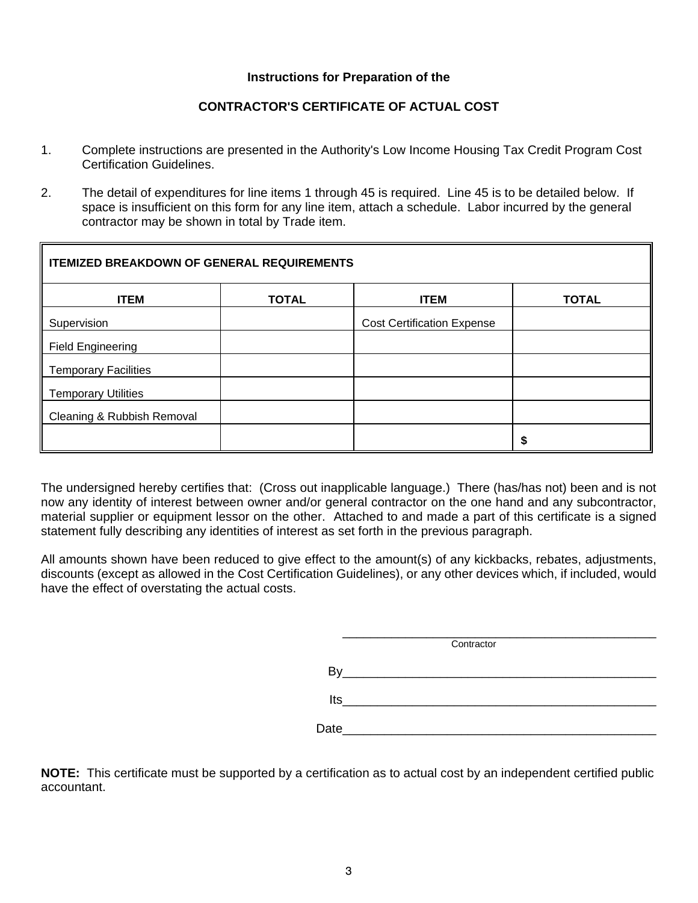**Instructions for Preparation of the**

**CONTRACTOR'S CERTIFICATE OF ACTUAL COST**

1. Complete instructions are presented in the Authority's Low Income Housing Tax Credit Program Cost Certification Guidelines.

2. The detail of expenditures for line items 1 through 45 is required. Line 45 is to be detailed below. If space is insufficient on this form for any line item, attach a schedule. Labor incurred by the general contractor may be shown in total by Trade item.

| **ITEMIZED BREAKDOWN OF GENERAL REQUIREMENTS** | | | |
|---|---|---|---|
| **ITEM** | **TOTAL** | **ITEM** | **TOTAL** |
| Supervision | | Cost Certification Expense | |
| Field Engineering | | | |
| Temporary Facilities | | | |
| Temporary Utilities | | | |
| Cleaning & Rubbish Removal | | | |
| | | | **$** |

The undersigned hereby certifies that: (Cross out inapplicable language.) There (has/has not) been and is not now any identity of interest between owner and/or general contractor on the one hand and any subcontractor, material supplier or equipment lessor on the other. Attached to and made a part of this certificate is a signed statement fully describing any identities of interest as set forth in the previous paragraph.

All amounts shown have been reduced to give effect to the amount(s) of any kickbacks, rebates, adjustments, discounts (except as allowed in the Cost Certification Guidelines), or any other devices which, if included, would have the effect of overstating the actual costs.

_______________________________________________
Contractor

By_____________________________________________

Its_____________________________________________

Date___________________________________________

**NOTE:** This certificate must be supported by a certification as to actual cost by an independent certified public accountant.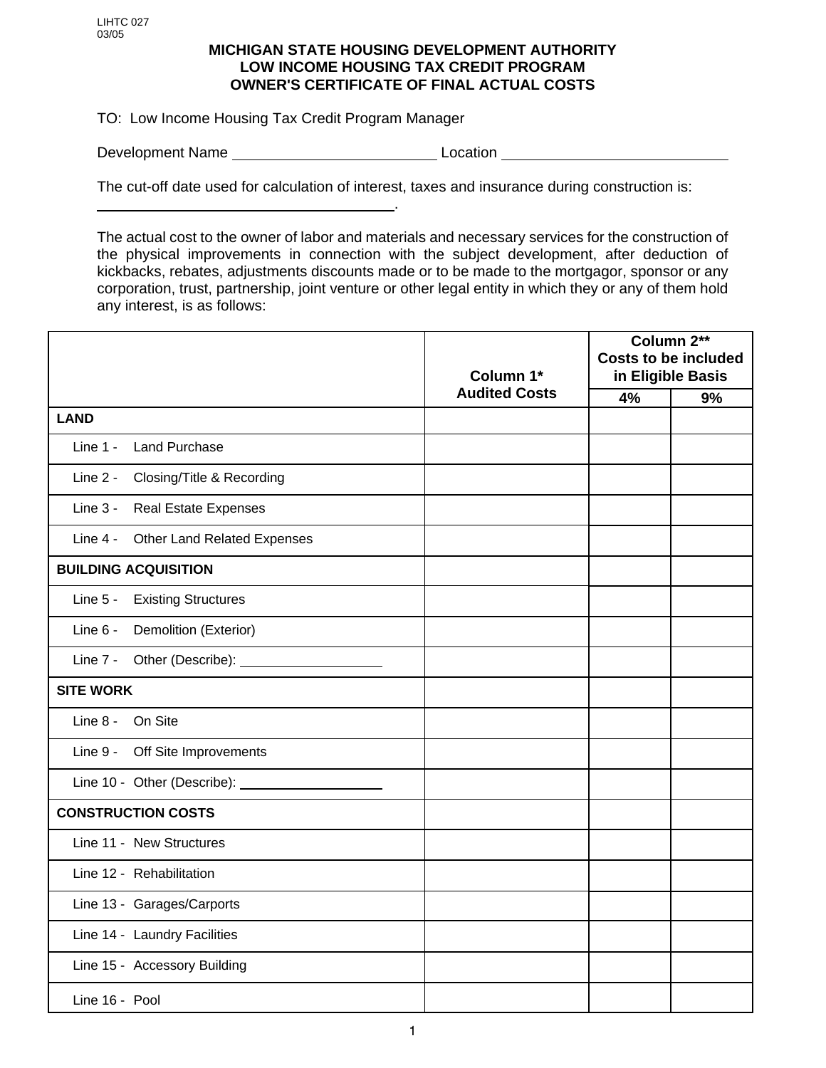LIHTC 027
03/05

# MICHIGAN STATE HOUSING DEVELOPMENT AUTHORITY
## LOW INCOME HOUSING TAX CREDIT PROGRAM
## OWNER'S CERTIFICATE OF FINAL ACTUAL COSTS

TO: Low Income Housing Tax Credit Program Manager

Development Name ______________________ Location ______________________

The cut-off date used for calculation of interest, taxes and insurance during construction is: ______________________.

The actual cost to the owner of labor and materials and necessary services for the construction of the physical improvements in connection with the subject development, after deduction of kickbacks, rebates, adjustments discounts made or to be made to the mortgagor, sponsor or any corporation, trust, partnership, joint venture or other legal entity in which they or any of them hold any interest, is as follows:

| | Column 1* Audited Costs | Column 2** Costs to be included in Eligible Basis | |
|---|---|---|---|
| | | 4% | 9% |
| **LAND** | | | |
| Line 1 - Land Purchase | | | |
| Line 2 - Closing/Title & Recording | | | |
| Line 3 - Real Estate Expenses | | | |
| Line 4 - Other Land Related Expenses | | | |
| **BUILDING ACQUISITION** | | | |
| Line 5 - Existing Structures | | | |
| Line 6 - Demolition (Exterior) | | | |
| Line 7 - Other (Describe): ______________ | | | |
| **SITE WORK** | | | |
| Line 8 - On Site | | | |
| Line 9 - Off Site Improvements | | | |
| Line 10 - Other (Describe): ______________ | | | |
| **CONSTRUCTION COSTS** | | | |
| Line 11 - New Structures | | | |
| Line 12 - Rehabilitation | | | |
| Line 13 - Garages/Carports | | | |
| Line 14 - Laundry Facilities | | | |
| Line 15 - Accessory Building | | | |
| Line 16 - Pool | | | |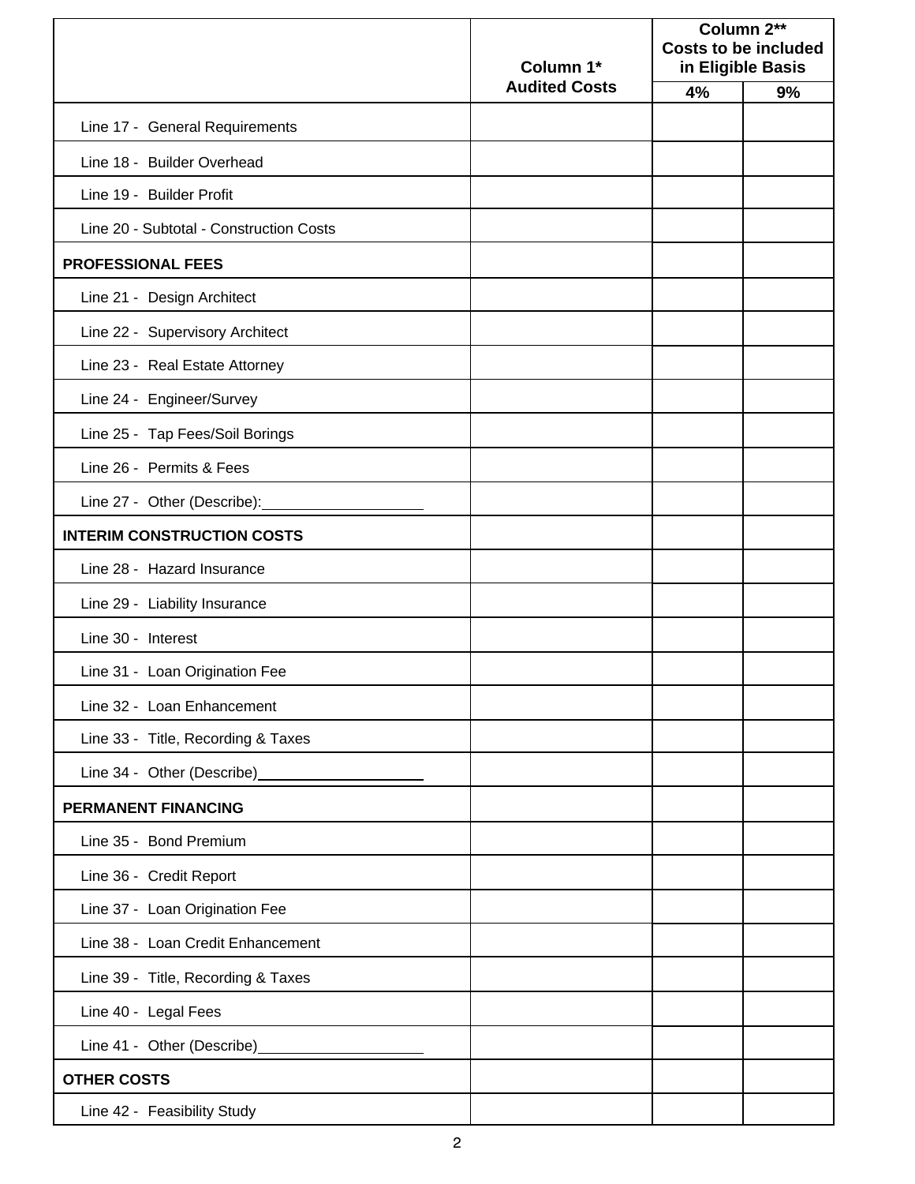| | Column 1* Audited Costs | Column 2** Costs to be included in Eligible Basis | |
|---|---|---|---|
| | | 4% | 9% |
| Line 17 - General Requirements | | | |
| Line 18 - Builder Overhead | | | |
| Line 19 - Builder Profit | | | |
| Line 20 - Subtotal - Construction Costs | | | |
| **PROFESSIONAL FEES** | | | |
| Line 21 - Design Architect | | | |
| Line 22 - Supervisory Architect | | | |
| Line 23 - Real Estate Attorney | | | |
| Line 24 - Engineer/Survey | | | |
| Line 25 - Tap Fees/Soil Borings | | | |
| Line 26 - Permits & Fees | | | |
| Line 27 - Other (Describe): ____________________ | | | |
| **INTERIM CONSTRUCTION COSTS** | | | |
| Line 28 - Hazard Insurance | | | |
| Line 29 - Liability Insurance | | | |
| Line 30 - Interest | | | |
| Line 31 - Loan Origination Fee | | | |
| Line 32 - Loan Enhancement | | | |
| Line 33 - Title, Recording & Taxes | | | |
| Line 34 - Other (Describe)____________________ | | | |
| **PERMANENT FINANCING** | | | |
| Line 35 - Bond Premium | | | |
| Line 36 - Credit Report | | | |
| Line 37 - Loan Origination Fee | | | |
| Line 38 - Loan Credit Enhancement | | | |
| Line 39 - Title, Recording & Taxes | | | |
| Line 40 - Legal Fees | | | |
| Line 41 - Other (Describe)____________________ | | | |
| **OTHER COSTS** | | | |
| Line 42 - Feasibility Study | | | |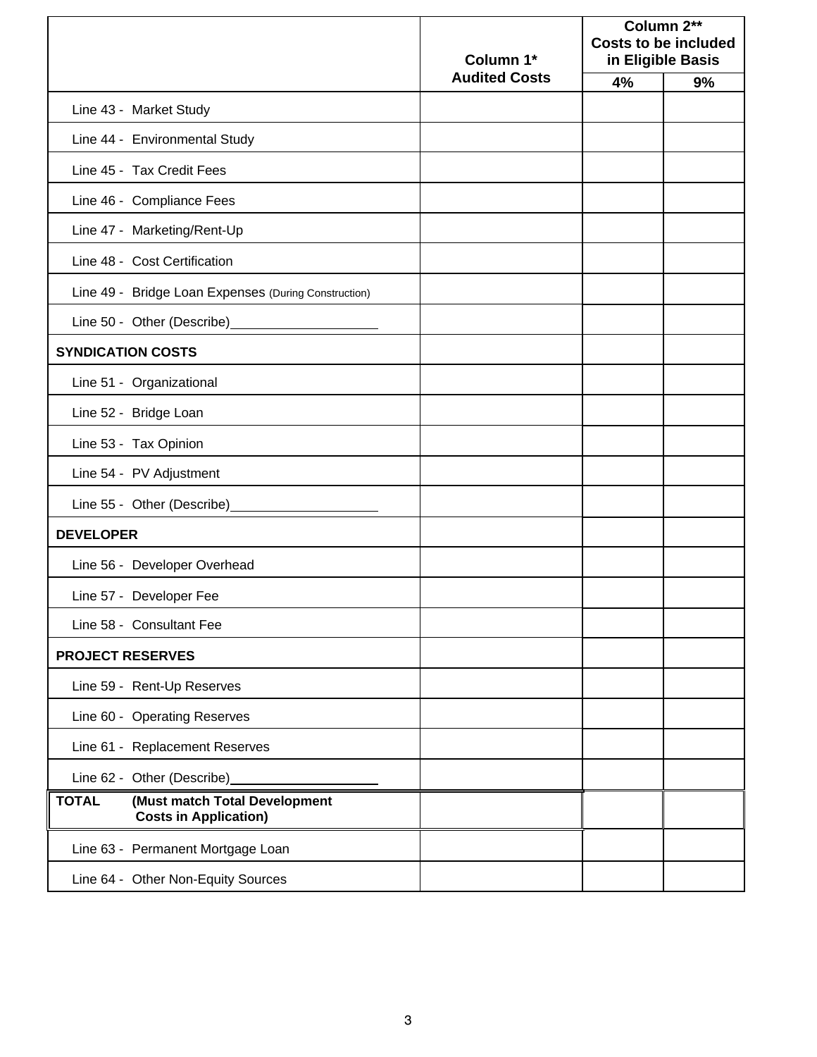| | Column 1* Audited Costs | Column 2** Costs to be included in Eligible Basis | |
|---|---|---|---|
| | | 4% | 9% |
| Line 43 - Market Study | | | |
| Line 44 - Environmental Study | | | |
| Line 45 - Tax Credit Fees | | | |
| Line 46 - Compliance Fees | | | |
| Line 47 - Marketing/Rent-Up | | | |
| Line 48 - Cost Certification | | | |
| Line 49 - Bridge Loan Expenses (During Construction) | | | |
| Line 50 - Other (Describe)____________________ | | | |
| **SYNDICATION COSTS** | | | |
| Line 51 - Organizational | | | |
| Line 52 - Bridge Loan | | | |
| Line 53 - Tax Opinion | | | |
| Line 54 - PV Adjustment | | | |
| Line 55 - Other (Describe)____________________ | | | |
| **DEVELOPER** | | | |
| Line 56 - Developer Overhead | | | |
| Line 57 - Developer Fee | | | |
| Line 58 - Consultant Fee | | | |
| **PROJECT RESERVES** | | | |
| Line 59 - Rent-Up Reserves | | | |
| Line 60 - Operating Reserves | | | |
| Line 61 - Replacement Reserves | | | |
| Line 62 - Other (Describe)____________________ | | | |
| **TOTAL (Must match Total Development Costs in Application)** | | | |
| Line 63 - Permanent Mortgage Loan | | | |
| Line 64 - Other Non-Equity Sources | | | |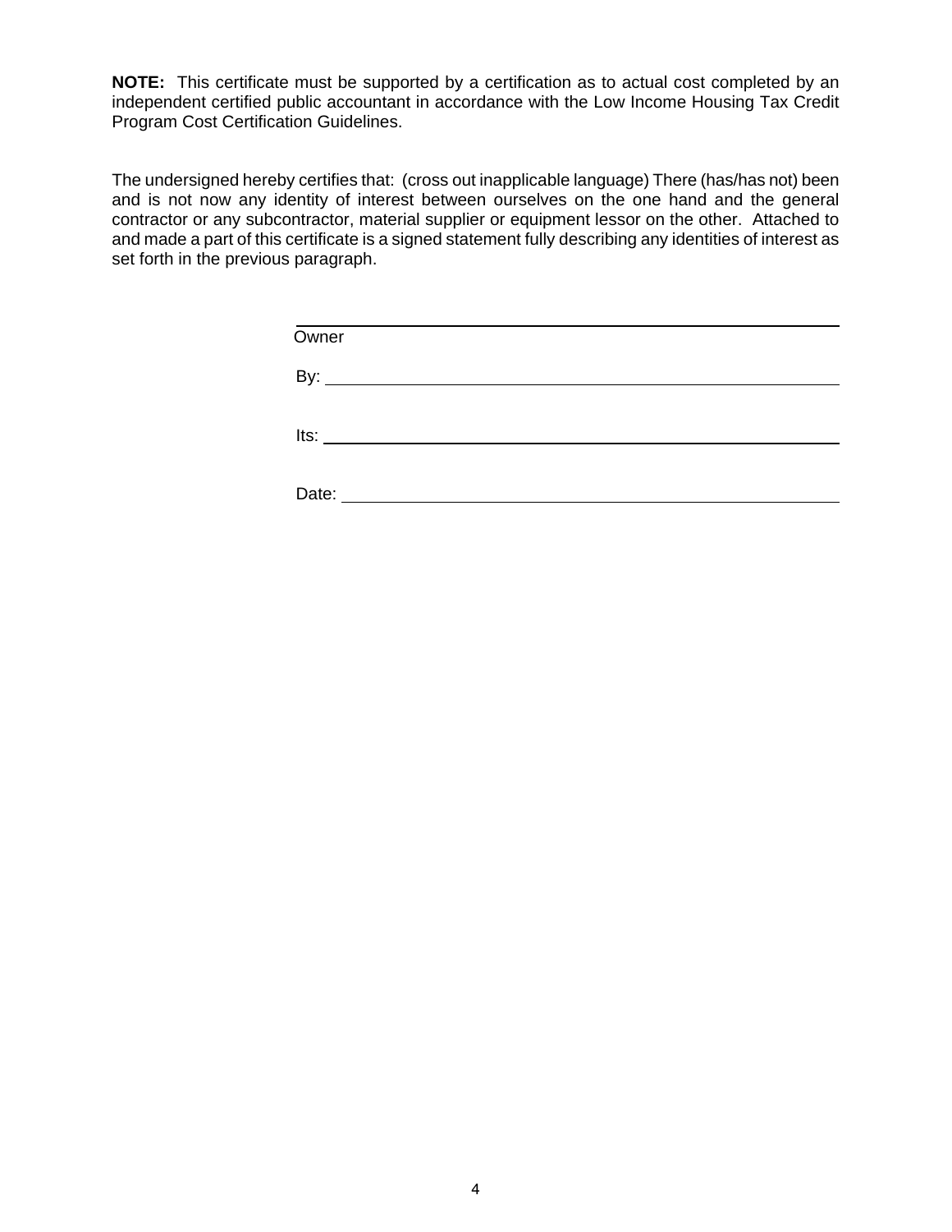**NOTE:** This certificate must be supported by a certification as to actual cost completed by an independent certified public accountant in accordance with the Low Income Housing Tax Credit Program Cost Certification Guidelines.

The undersigned hereby certifies that: (cross out inapplicable language) There (has/has not) been and is not now any identity of interest between ourselves on the one hand and the general contractor or any subcontractor, material supplier or equipment lessor on the other. Attached to and made a part of this certificate is a signed statement fully describing any identities of interest as set forth in the previous paragraph.

\_\_\_\_\_\_\_\_\_\_\_\_\_\_\_\_\_\_\_\_\_\_\_\_\_\_\_\_\_\_\_\_\_\_\_\_\_\_\_\_\_\_\_\_

Owner

By: \_\_\_\_\_\_\_\_\_\_\_\_\_\_\_\_\_\_\_\_\_\_\_\_\_\_\_\_\_\_\_\_\_\_\_\_\_\_\_\_

Its: \_\_\_\_\_\_\_\_\_\_\_\_\_\_\_\_\_\_\_\_\_\_\_\_\_\_\_\_\_\_\_\_\_\_\_\_\_\_\_\_

Date: \_\_\_\_\_\_\_\_\_\_\_\_\_\_\_\_\_\_\_\_\_\_\_\_\_\_\_\_\_\_\_\_\_\_\_\_\_\_\_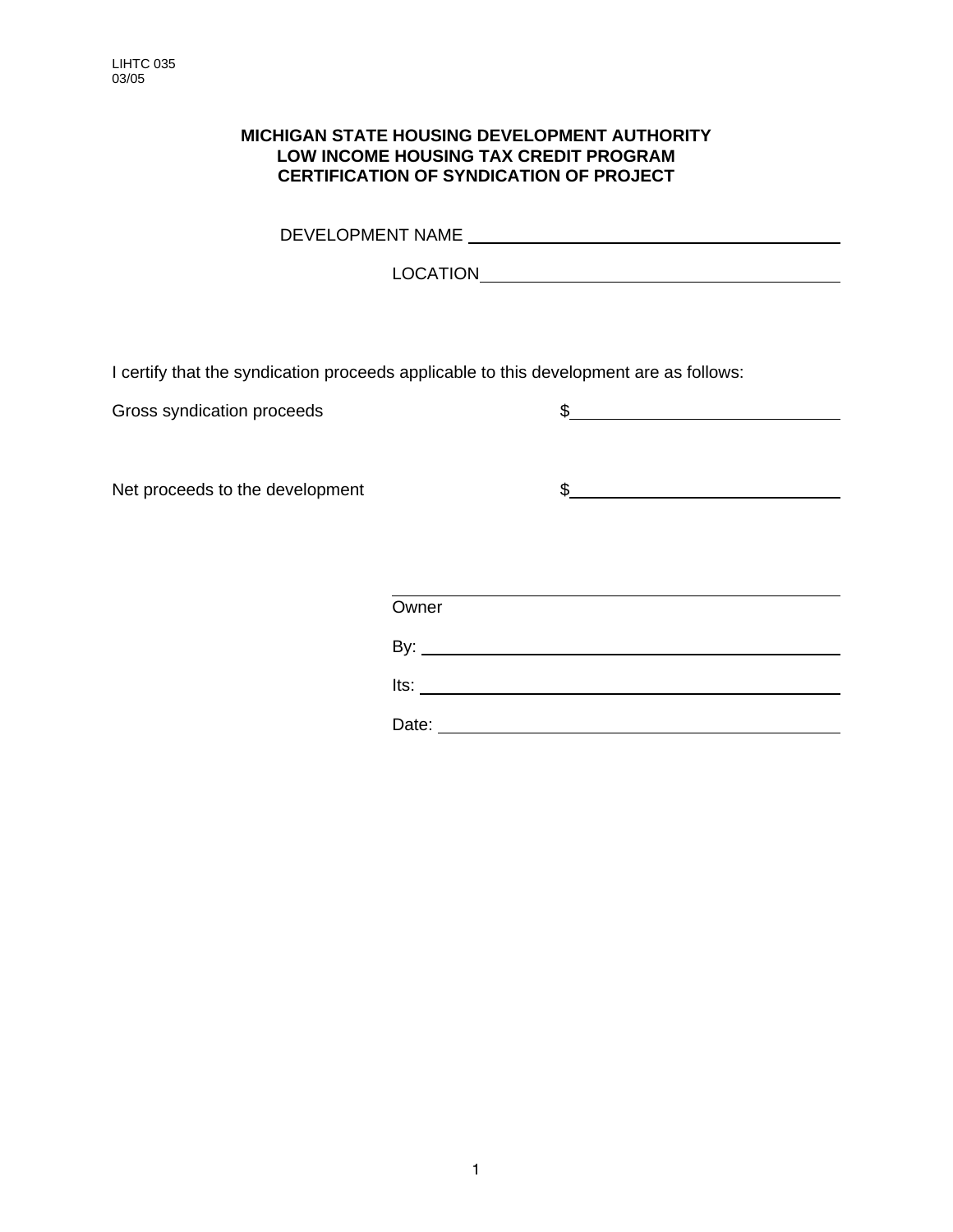LIHTC 035
03/05

# MICHIGAN STATE HOUSING DEVELOPMENT AUTHORITY
## LOW INCOME HOUSING TAX CREDIT PROGRAM
## CERTIFICATION OF SYNDICATION OF PROJECT

DEVELOPMENT NAME ______________________________

LOCATION ______________________________

I certify that the syndication proceeds applicable to this development are as follows:

Gross syndication proceeds $______________________

Net proceeds to the development $______________________

______________________________
Owner

By: ______________________________

Its: ______________________________

Date: ______________________________